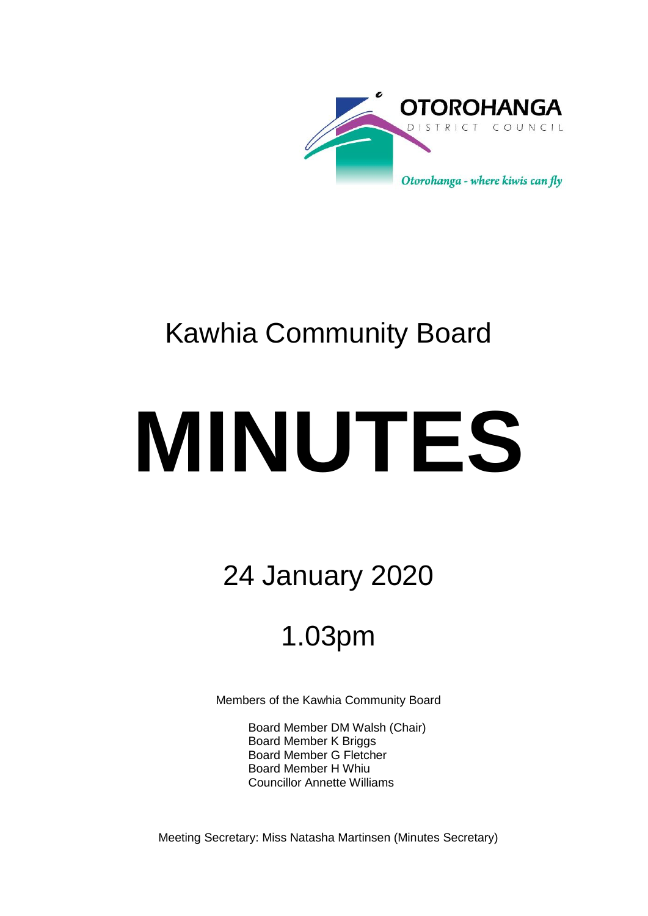OTOROHANGA

DISTRICT COUNCIL

*Otorohanga - where kiwis can fly*

# Kawhia Community Board

# MINUTES

## 24 January 2020

## 1.03pm

Members of the Kawhia Community Board

Board Member DM Walsh (Chair)
Board Member K Briggs
Board Member G Fletcher
Board Member H Whiu
Councillor Annette Williams

Meeting Secretary: Miss Natasha Martinsen (Minutes Secretary)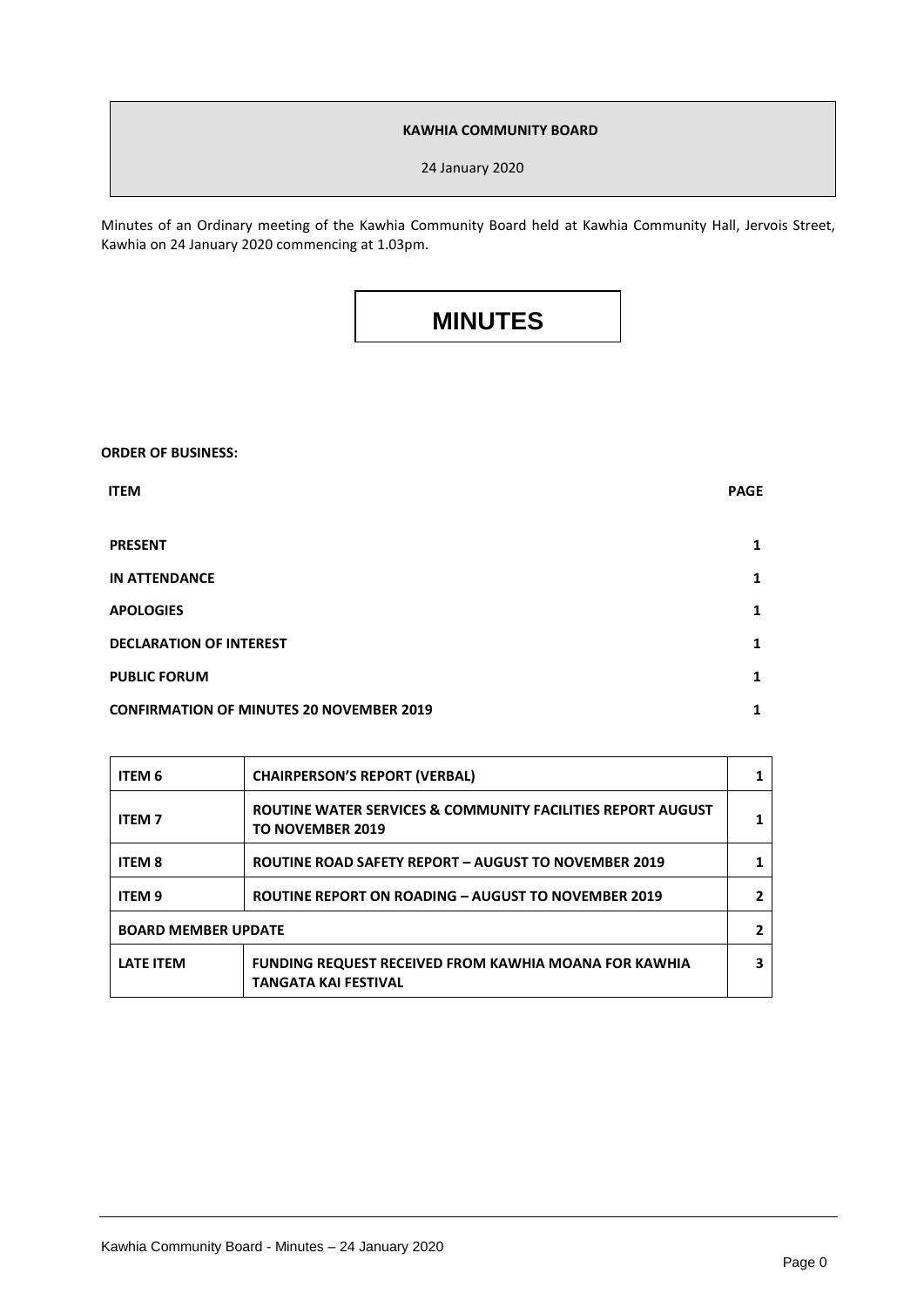**KAWHIA COMMUNITY BOARD**

24 January 2020

Minutes of an Ordinary meeting of the Kawhia Community Board held at Kawhia Community Hall, Jervois Street, Kawhia on 24 January 2020 commencing at 1.03pm.

# MINUTES

**ORDER OF BUSINESS:**

| ITEM | PAGE |
|---|---|
| **PRESENT** | 1 |
| **IN ATTENDANCE** | 1 |
| **APOLOGIES** | 1 |
| **DECLARATION OF INTEREST** | 1 |
| **PUBLIC FORUM** | 1 |
| **CONFIRMATION OF MINUTES 20 NOVEMBER 2019** | 1 |

| | | |
|---|---|---|
| **ITEM 6** | **CHAIRPERSON'S REPORT (VERBAL)** | 1 |
| **ITEM 7** | **ROUTINE WATER SERVICES & COMMUNITY FACILITIES REPORT AUGUST TO NOVEMBER 2019** | 1 |
| **ITEM 8** | **ROUTINE ROAD SAFETY REPORT – AUGUST TO NOVEMBER 2019** | 1 |
| **ITEM 9** | **ROUTINE REPORT ON ROADING – AUGUST TO NOVEMBER 2019** | 2 |
| **BOARD MEMBER UPDATE** | | 2 |
| **LATE ITEM** | **FUNDING REQUEST RECEIVED FROM KAWHIA MOANA FOR KAWHIA TANGATA KAI FESTIVAL** | 3 |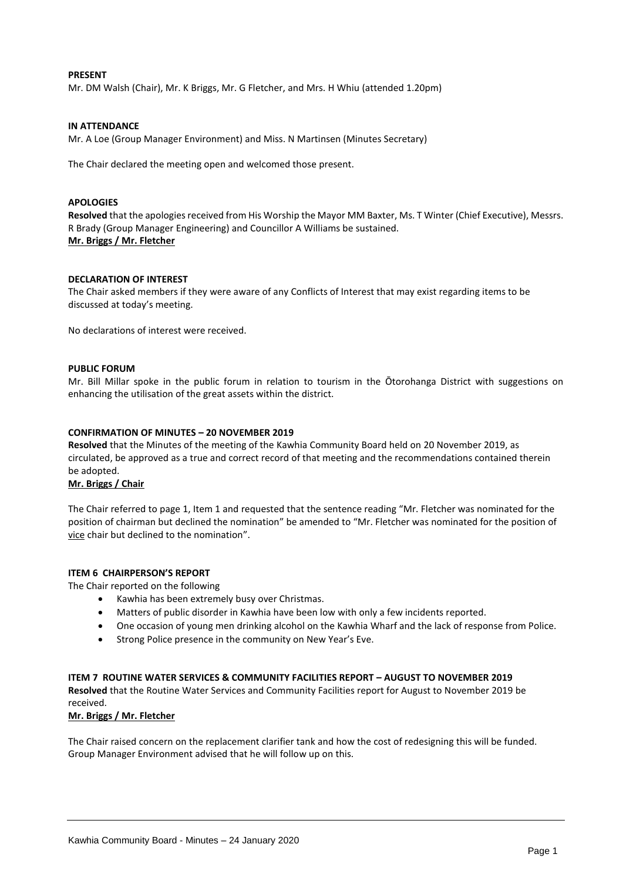**PRESENT**

Mr. DM Walsh (Chair), Mr. K Briggs, Mr. G Fletcher, and Mrs. H Whiu (attended 1.20pm)

**IN ATTENDANCE**

Mr. A Loe (Group Manager Environment) and Miss. N Martinsen (Minutes Secretary)

The Chair declared the meeting open and welcomed those present.

**APOLOGIES**

**Resolved** that the apologies received from His Worship the Mayor MM Baxter, Ms. T Winter (Chief Executive), Messrs. R Brady (Group Manager Engineering) and Councillor A Williams be sustained.

**Mr. Briggs / Mr. Fletcher**

**DECLARATION OF INTEREST**

The Chair asked members if they were aware of any Conflicts of Interest that may exist regarding items to be discussed at today's meeting.

No declarations of interest were received.

**PUBLIC FORUM**

Mr. Bill Millar spoke in the public forum in relation to tourism in the Ōtorohanga District with suggestions on enhancing the utilisation of the great assets within the district.

**CONFIRMATION OF MINUTES – 20 NOVEMBER 2019**

**Resolved** that the Minutes of the meeting of the Kawhia Community Board held on 20 November 2019, as circulated, be approved as a true and correct record of that meeting and the recommendations contained therein be adopted.

**Mr. Briggs / Chair**

The Chair referred to page 1, Item 1 and requested that the sentence reading "Mr. Fletcher was nominated for the position of chairman but declined the nomination" be amended to "Mr. Fletcher was nominated for the position of vice chair but declined to the nomination".

**ITEM 6 CHAIRPERSON'S REPORT**

The Chair reported on the following

- Kawhia has been extremely busy over Christmas.
- Matters of public disorder in Kawhia have been low with only a few incidents reported.
- One occasion of young men drinking alcohol on the Kawhia Wharf and the lack of response from Police.
- Strong Police presence in the community on New Year's Eve.

**ITEM 7 ROUTINE WATER SERVICES & COMMUNITY FACILITIES REPORT – AUGUST TO NOVEMBER 2019**

**Resolved** that the Routine Water Services and Community Facilities report for August to November 2019 be received.

**Mr. Briggs / Mr. Fletcher**

The Chair raised concern on the replacement clarifier tank and how the cost of redesigning this will be funded. Group Manager Environment advised that he will follow up on this.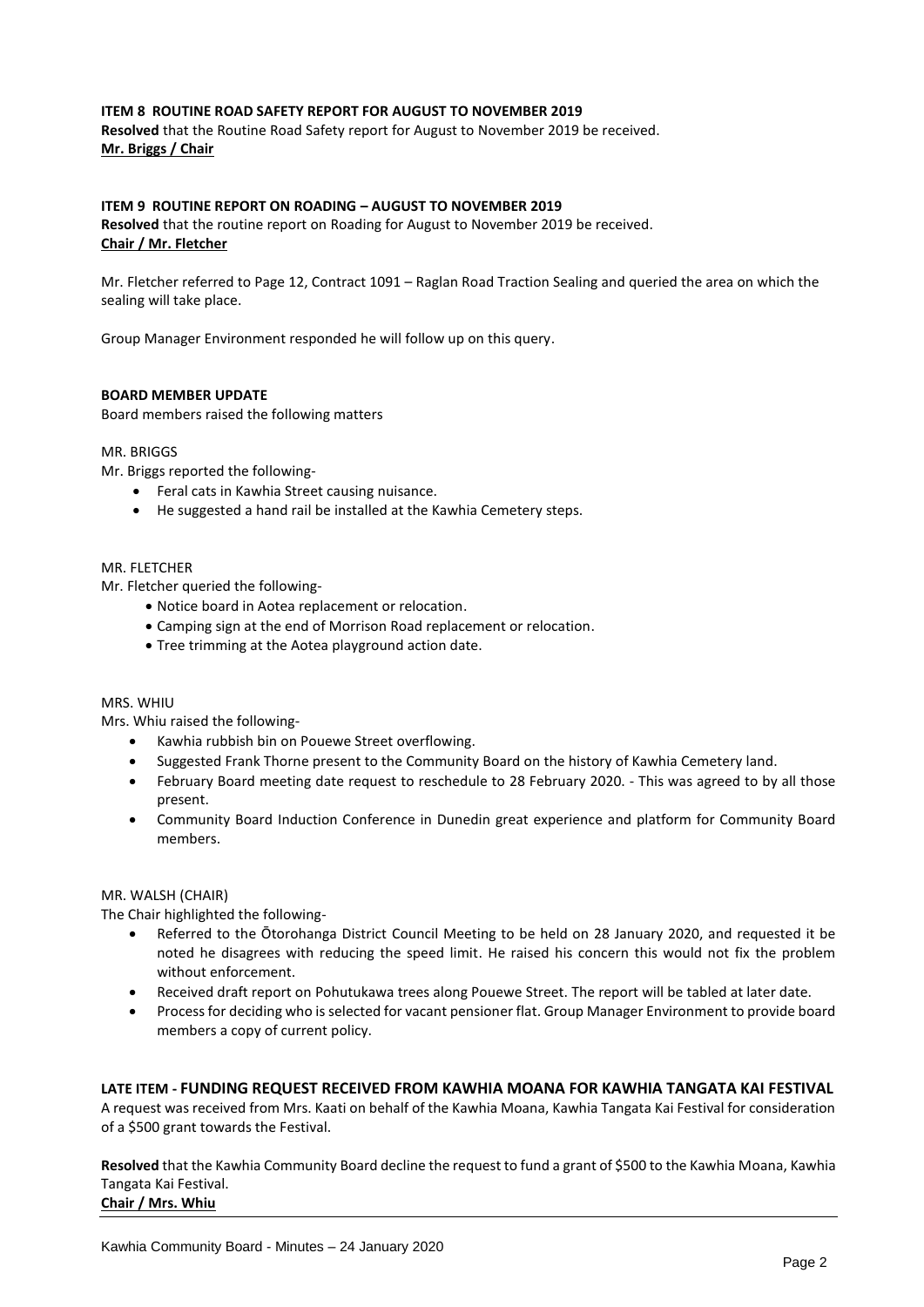**ITEM 8 ROUTINE ROAD SAFETY REPORT FOR AUGUST TO NOVEMBER 2019**

**Resolved** that the Routine Road Safety report for August to November 2019 be received.
**Mr. Briggs / Chair**

**ITEM 9 ROUTINE REPORT ON ROADING – AUGUST TO NOVEMBER 2019**

**Resolved** that the routine report on Roading for August to November 2019 be received.
**Chair / Mr. Fletcher**

Mr. Fletcher referred to Page 12, Contract 1091 – Raglan Road Traction Sealing and queried the area on which the sealing will take place.

Group Manager Environment responded he will follow up on this query.

**BOARD MEMBER UPDATE**

Board members raised the following matters

MR. BRIGGS

Mr. Briggs reported the following-

- Feral cats in Kawhia Street causing nuisance.
- He suggested a hand rail be installed at the Kawhia Cemetery steps.

MR. FLETCHER

Mr. Fletcher queried the following-

- Notice board in Aotea replacement or relocation.
- Camping sign at the end of Morrison Road replacement or relocation.
- Tree trimming at the Aotea playground action date.

MRS. WHIU

Mrs. Whiu raised the following-

- Kawhia rubbish bin on Pouewe Street overflowing.
- Suggested Frank Thorne present to the Community Board on the history of Kawhia Cemetery land.
- February Board meeting date request to reschedule to 28 February 2020. - This was agreed to by all those present.
- Community Board Induction Conference in Dunedin great experience and platform for Community Board members.

MR. WALSH (CHAIR)

The Chair highlighted the following-

- Referred to the Ōtorohanga District Council Meeting to be held on 28 January 2020, and requested it be noted he disagrees with reducing the speed limit. He raised his concern this would not fix the problem without enforcement.
- Received draft report on Pohutukawa trees along Pouewe Street. The report will be tabled at later date.
- Process for deciding who is selected for vacant pensioner flat. Group Manager Environment to provide board members a copy of current policy.

**LATE ITEM - FUNDING REQUEST RECEIVED FROM KAWHIA MOANA FOR KAWHIA TANGATA KAI FESTIVAL**

A request was received from Mrs. Kaati on behalf of the Kawhia Moana, Kawhia Tangata Kai Festival for consideration of a $500 grant towards the Festival.

**Resolved** that the Kawhia Community Board decline the request to fund a grant of $500 to the Kawhia Moana, Kawhia Tangata Kai Festival.
**Chair / Mrs. Whiu**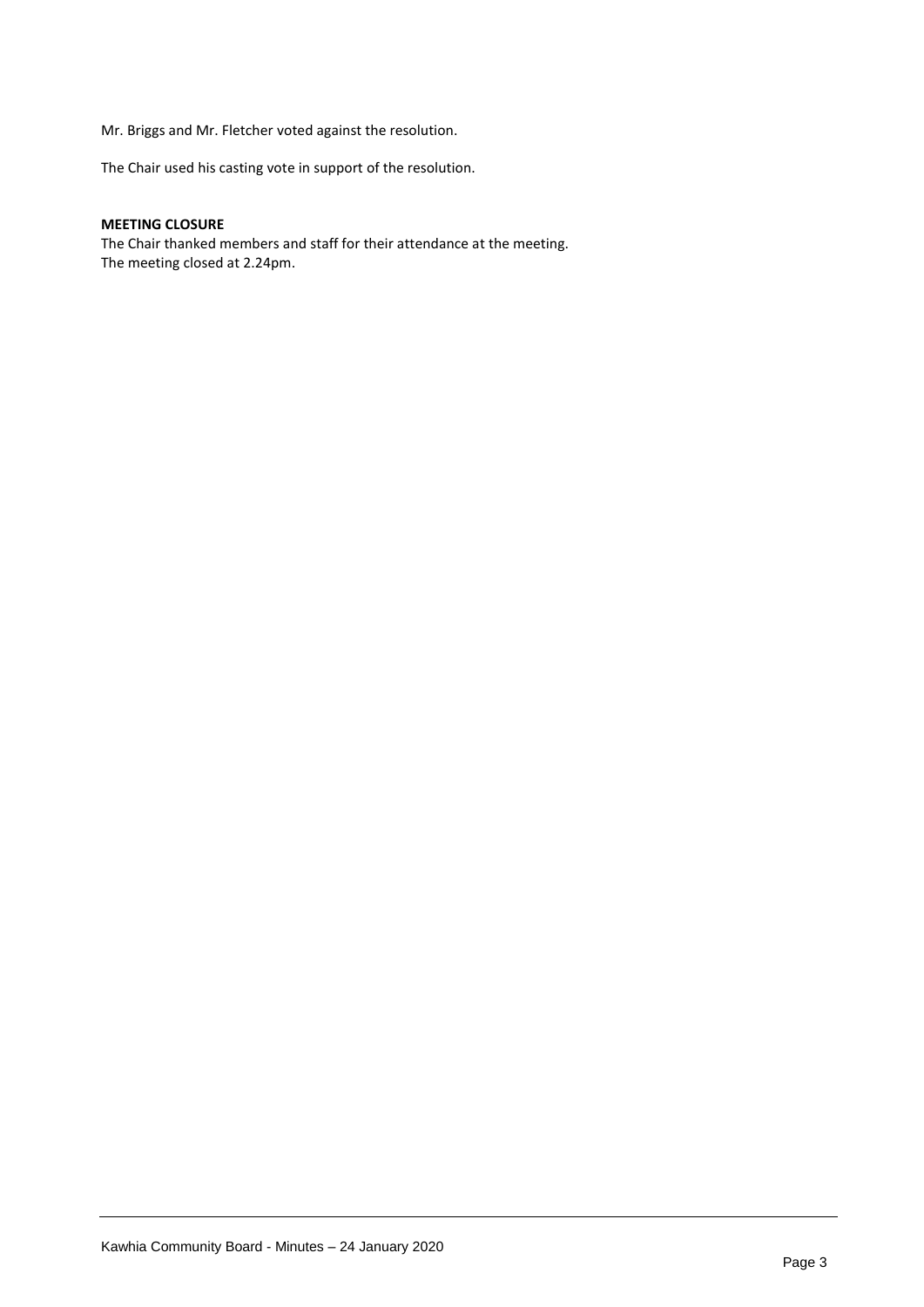Mr. Briggs and Mr. Fletcher voted against the resolution.

The Chair used his casting vote in support of the resolution.

**MEETING CLOSURE**

The Chair thanked members and staff for their attendance at the meeting.
The meeting closed at 2.24pm.